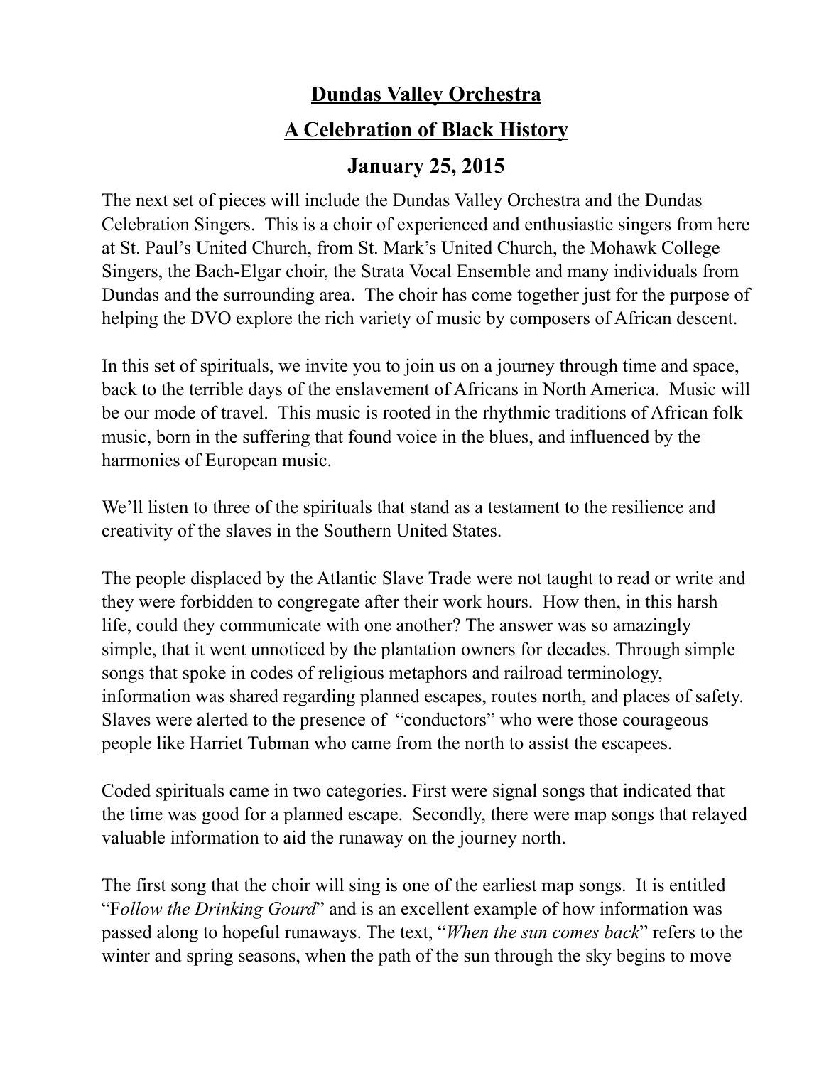# Dundas Valley Orchestra

## A Celebration of Black History

### January 25, 2015

The next set of pieces will include the Dundas Valley Orchestra and the Dundas Celebration Singers. This is a choir of experienced and enthusiastic singers from here at St. Paul's United Church, from St. Mark's United Church, the Mohawk College Singers, the Bach-Elgar choir, the Strata Vocal Ensemble and many individuals from Dundas and the surrounding area. The choir has come together just for the purpose of helping the DVO explore the rich variety of music by composers of African descent.

In this set of spirituals, we invite you to join us on a journey through time and space, back to the terrible days of the enslavement of Africans in North America. Music will be our mode of travel. This music is rooted in the rhythmic traditions of African folk music, born in the suffering that found voice in the blues, and influenced by the harmonies of European music.

We'll listen to three of the spirituals that stand as a testament to the resilience and creativity of the slaves in the Southern United States.

The people displaced by the Atlantic Slave Trade were not taught to read or write and they were forbidden to congregate after their work hours. How then, in this harsh life, could they communicate with one another? The answer was so amazingly simple, that it went unnoticed by the plantation owners for decades. Through simple songs that spoke in codes of religious metaphors and railroad terminology, information was shared regarding planned escapes, routes north, and places of safety. Slaves were alerted to the presence of "conductors" who were those courageous people like Harriet Tubman who came from the north to assist the escapees.

Coded spirituals came in two categories. First were signal songs that indicated that the time was good for a planned escape. Secondly, there were map songs that relayed valuable information to aid the runaway on the journey north.

The first song that the choir will sing is one of the earliest map songs. It is entitled "F*ollow the Drinking Gourd*" and is an excellent example of how information was passed along to hopeful runaways. The text, "*When the sun comes back*" refers to the winter and spring seasons, when the path of the sun through the sky begins to move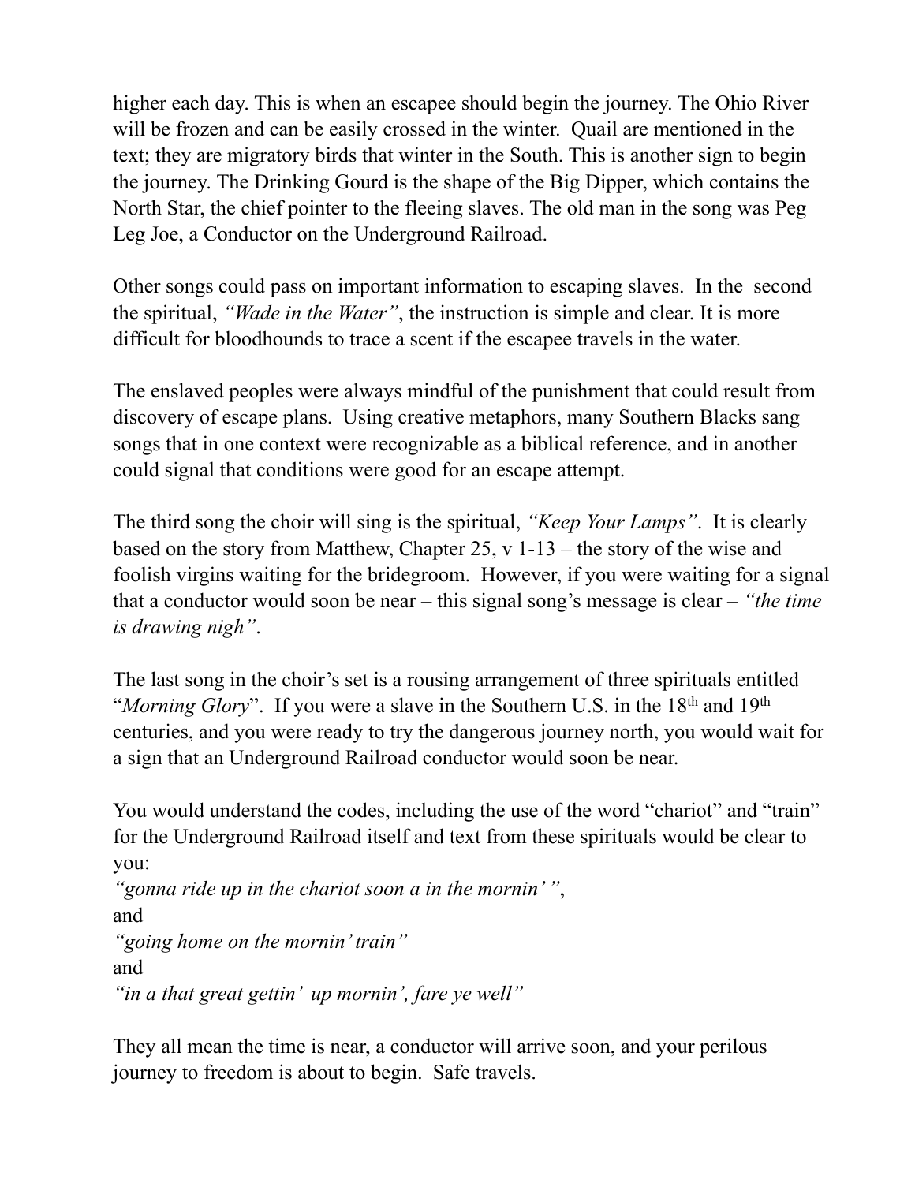higher each day. This is when an escapee should begin the journey. The Ohio River will be frozen and can be easily crossed in the winter. Quail are mentioned in the text; they are migratory birds that winter in the South. This is another sign to begin the journey. The Drinking Gourd is the shape of the Big Dipper, which contains the North Star, the chief pointer to the fleeing slaves. The old man in the song was Peg Leg Joe, a Conductor on the Underground Railroad.

Other songs could pass on important information to escaping slaves. In the second the spiritual, *"Wade in the Water"*, the instruction is simple and clear. It is more difficult for bloodhounds to trace a scent if the escapee travels in the water.

The enslaved peoples were always mindful of the punishment that could result from discovery of escape plans. Using creative metaphors, many Southern Blacks sang songs that in one context were recognizable as a biblical reference, and in another could signal that conditions were good for an escape attempt.

The third song the choir will sing is the spiritual, *"Keep Your Lamps"*. It is clearly based on the story from Matthew, Chapter 25, v 1-13 – the story of the wise and foolish virgins waiting for the bridegroom. However, if you were waiting for a signal that a conductor would soon be near – this signal song's message is clear – *"the time is drawing nigh"*.

The last song in the choir's set is a rousing arrangement of three spirituals entitled "*Morning Glory*". If you were a slave in the Southern U.S. in the 18th and 19th centuries, and you were ready to try the dangerous journey north, you would wait for a sign that an Underground Railroad conductor would soon be near.

You would understand the codes, including the use of the word "chariot" and "train" for the Underground Railroad itself and text from these spirituals would be clear to you:
*"gonna ride up in the chariot soon a in the mornin' "*,
and
*"going home on the mornin' train"*
and
*"in a that great gettin' up mornin', fare ye well"*

They all mean the time is near, a conductor will arrive soon, and your perilous journey to freedom is about to begin. Safe travels.